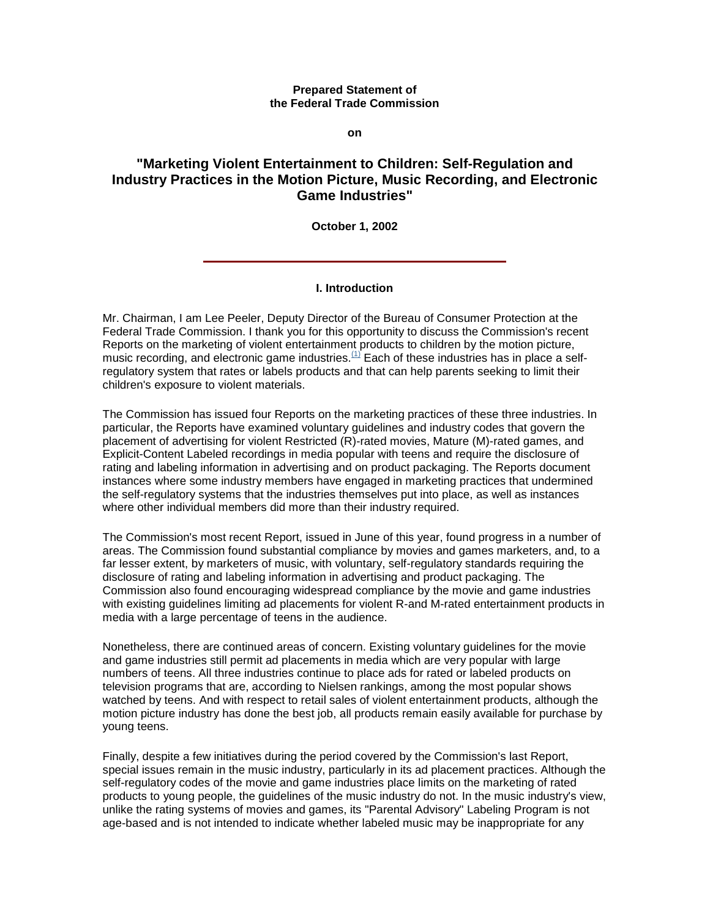**Prepared Statement of the Federal Trade Commission**

**on**

# "Marketing Violent Entertainment to Children: Self-Regulation and Industry Practices in the Motion Picture, Music Recording, and Electronic Game Industries"

**October 1, 2002**

---

## I. Introduction

Mr. Chairman, I am Lee Peeler, Deputy Director of the Bureau of Consumer Protection at the Federal Trade Commission. I thank you for this opportunity to discuss the Commission's recent Reports on the marketing of violent entertainment products to children by the motion picture, music recording, and electronic game industries.[1] Each of these industries has in place a self-regulatory system that rates or labels products and that can help parents seeking to limit their children's exposure to violent materials.

The Commission has issued four Reports on the marketing practices of these three industries. In particular, the Reports have examined voluntary guidelines and industry codes that govern the placement of advertising for violent Restricted (R)-rated movies, Mature (M)-rated games, and Explicit-Content Labeled recordings in media popular with teens and require the disclosure of rating and labeling information in advertising and on product packaging. The Reports document instances where some industry members have engaged in marketing practices that undermined the self-regulatory systems that the industries themselves put into place, as well as instances where other individual members did more than their industry required.

The Commission's most recent Report, issued in June of this year, found progress in a number of areas. The Commission found substantial compliance by movies and games marketers, and, to a far lesser extent, by marketers of music, with voluntary, self-regulatory standards requiring the disclosure of rating and labeling information in advertising and product packaging. The Commission also found encouraging widespread compliance by the movie and game industries with existing guidelines limiting ad placements for violent R-and M-rated entertainment products in media with a large percentage of teens in the audience.

Nonetheless, there are continued areas of concern. Existing voluntary guidelines for the movie and game industries still permit ad placements in media which are very popular with large numbers of teens. All three industries continue to place ads for rated or labeled products on television programs that are, according to Nielsen rankings, among the most popular shows watched by teens. And with respect to retail sales of violent entertainment products, although the motion picture industry has done the best job, all products remain easily available for purchase by young teens.

Finally, despite a few initiatives during the period covered by the Commission's last Report, special issues remain in the music industry, particularly in its ad placement practices. Although the self-regulatory codes of the movie and game industries place limits on the marketing of rated products to young people, the guidelines of the music industry do not. In the music industry's view, unlike the rating systems of movies and games, its "Parental Advisory" Labeling Program is not age-based and is not intended to indicate whether labeled music may be inappropriate for any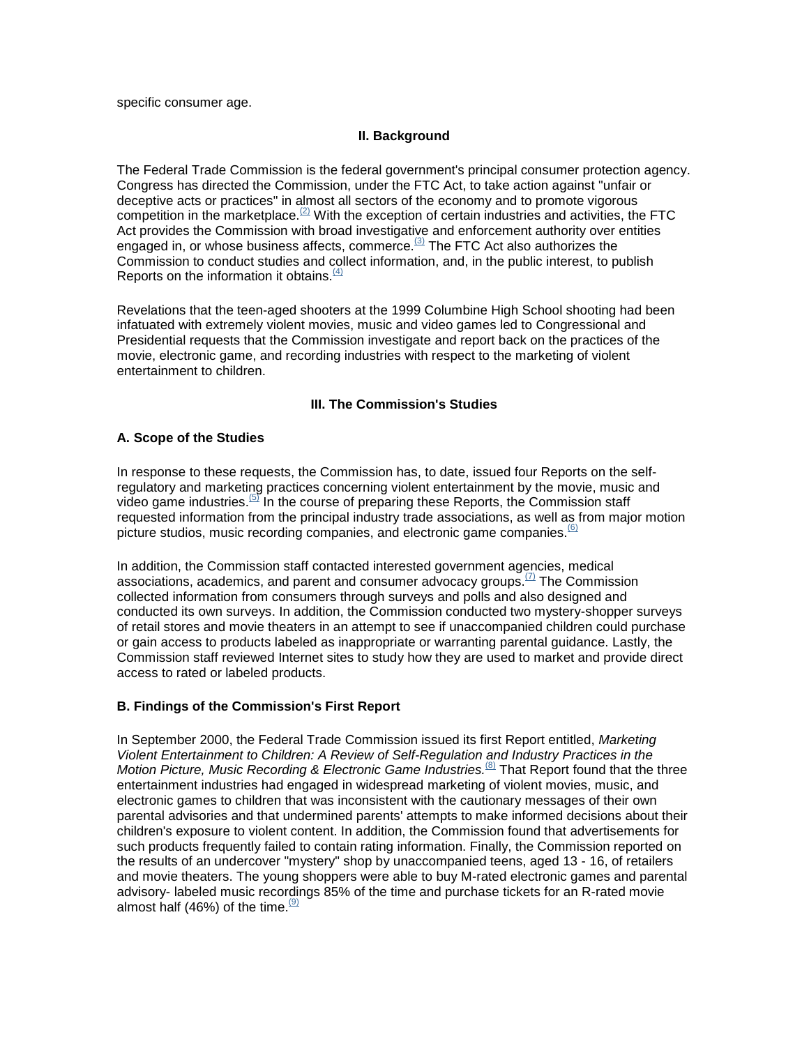specific consumer age.

## II. Background

The Federal Trade Commission is the federal government's principal consumer protection agency. Congress has directed the Commission, under the FTC Act, to take action against "unfair or deceptive acts or practices" in almost all sectors of the economy and to promote vigorous competition in the marketplace.[(2)] With the exception of certain industries and activities, the FTC Act provides the Commission with broad investigative and enforcement authority over entities engaged in, or whose business affects, commerce.[(3)] The FTC Act also authorizes the Commission to conduct studies and collect information, and, in the public interest, to publish Reports on the information it obtains.[(4)]

Revelations that the teen-aged shooters at the 1999 Columbine High School shooting had been infatuated with extremely violent movies, music and video games led to Congressional and Presidential requests that the Commission investigate and report back on the practices of the movie, electronic game, and recording industries with respect to the marketing of violent entertainment to children.

## III. The Commission's Studies

### A. Scope of the Studies

In response to these requests, the Commission has, to date, issued four Reports on the self-regulatory and marketing practices concerning violent entertainment by the movie, music and video game industries.[(5)] In the course of preparing these Reports, the Commission staff requested information from the principal industry trade associations, as well as from major motion picture studios, music recording companies, and electronic game companies.[(6)]

In addition, the Commission staff contacted interested government agencies, medical associations, academics, and parent and consumer advocacy groups.[(7)] The Commission collected information from consumers through surveys and polls and also designed and conducted its own surveys. In addition, the Commission conducted two mystery-shopper surveys of retail stores and movie theaters in an attempt to see if unaccompanied children could purchase or gain access to products labeled as inappropriate or warranting parental guidance. Lastly, the Commission staff reviewed Internet sites to study how they are used to market and provide direct access to rated or labeled products.

### B. Findings of the Commission's First Report

In September 2000, the Federal Trade Commission issued its first Report entitled, *Marketing Violent Entertainment to Children: A Review of Self-Regulation and Industry Practices in the Motion Picture, Music Recording & Electronic Game Industries.*[(8)] That Report found that the three entertainment industries had engaged in widespread marketing of violent movies, music, and electronic games to children that was inconsistent with the cautionary messages of their own parental advisories and that undermined parents' attempts to make informed decisions about their children's exposure to violent content. In addition, the Commission found that advertisements for such products frequently failed to contain rating information. Finally, the Commission reported on the results of an undercover "mystery" shop by unaccompanied teens, aged 13 - 16, of retailers and movie theaters. The young shoppers were able to buy M-rated electronic games and parental advisory- labeled music recordings 85% of the time and purchase tickets for an R-rated movie almost half (46%) of the time.[(9)]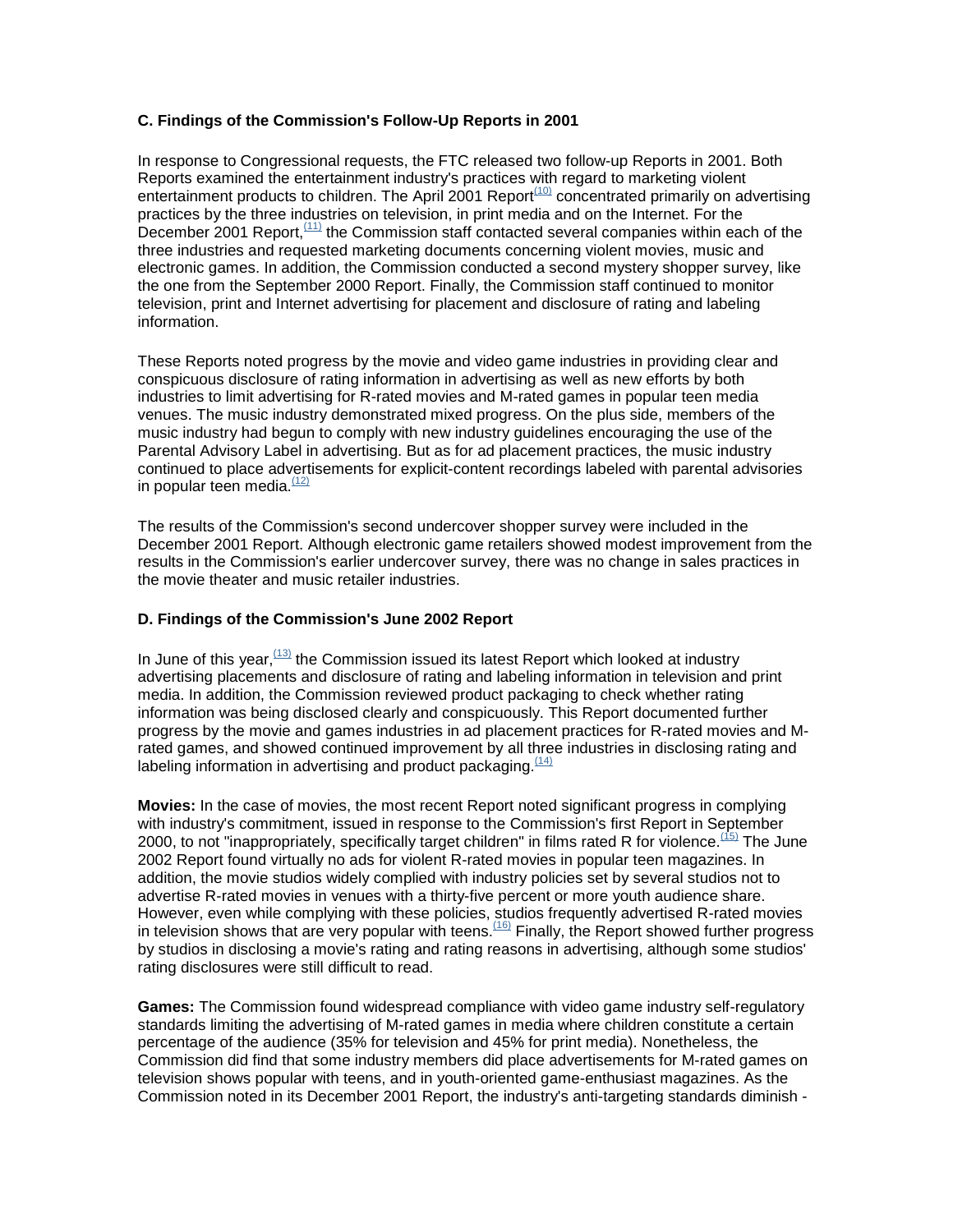### C. Findings of the Commission's Follow-Up Reports in 2001

In response to Congressional requests, the FTC released two follow-up Reports in 2001. Both Reports examined the entertainment industry's practices with regard to marketing violent entertainment products to children. The April 2001 Report[(10)] concentrated primarily on advertising practices by the three industries on television, in print media and on the Internet. For the December 2001 Report,[(11)] the Commission staff contacted several companies within each of the three industries and requested marketing documents concerning violent movies, music and electronic games. In addition, the Commission conducted a second mystery shopper survey, like the one from the September 2000 Report. Finally, the Commission staff continued to monitor television, print and Internet advertising for placement and disclosure of rating and labeling information.

These Reports noted progress by the movie and video game industries in providing clear and conspicuous disclosure of rating information in advertising as well as new efforts by both industries to limit advertising for R-rated movies and M-rated games in popular teen media venues. The music industry demonstrated mixed progress. On the plus side, members of the music industry had begun to comply with new industry guidelines encouraging the use of the Parental Advisory Label in advertising. But as for ad placement practices, the music industry continued to place advertisements for explicit-content recordings labeled with parental advisories in popular teen media.[(12)]

The results of the Commission's second undercover shopper survey were included in the December 2001 Report. Although electronic game retailers showed modest improvement from the results in the Commission's earlier undercover survey, there was no change in sales practices in the movie theater and music retailer industries.

### D. Findings of the Commission's June 2002 Report

In June of this year,[(13)] the Commission issued its latest Report which looked at industry advertising placements and disclosure of rating and labeling information in television and print media. In addition, the Commission reviewed product packaging to check whether rating information was being disclosed clearly and conspicuously. This Report documented further progress by the movie and games industries in ad placement practices for R-rated movies and M-rated games, and showed continued improvement by all three industries in disclosing rating and labeling information in advertising and product packaging.[(14)]

**Movies:** In the case of movies, the most recent Report noted significant progress in complying with industry's commitment, issued in response to the Commission's first Report in September 2000, to not "inappropriately, specifically target children" in films rated R for violence.[(15)] The June 2002 Report found virtually no ads for violent R-rated movies in popular teen magazines. In addition, the movie studios widely complied with industry policies set by several studios not to advertise R-rated movies in venues with a thirty-five percent or more youth audience share. However, even while complying with these policies, studios frequently advertised R-rated movies in television shows that are very popular with teens.[(16)] Finally, the Report showed further progress by studios in disclosing a movie's rating and rating reasons in advertising, although some studios' rating disclosures were still difficult to read.

**Games:** The Commission found widespread compliance with video game industry self-regulatory standards limiting the advertising of M-rated games in media where children constitute a certain percentage of the audience (35% for television and 45% for print media). Nonetheless, the Commission did find that some industry members did place advertisements for M-rated games on television shows popular with teens, and in youth-oriented game-enthusiast magazines. As the Commission noted in its December 2001 Report, the industry's anti-targeting standards diminish -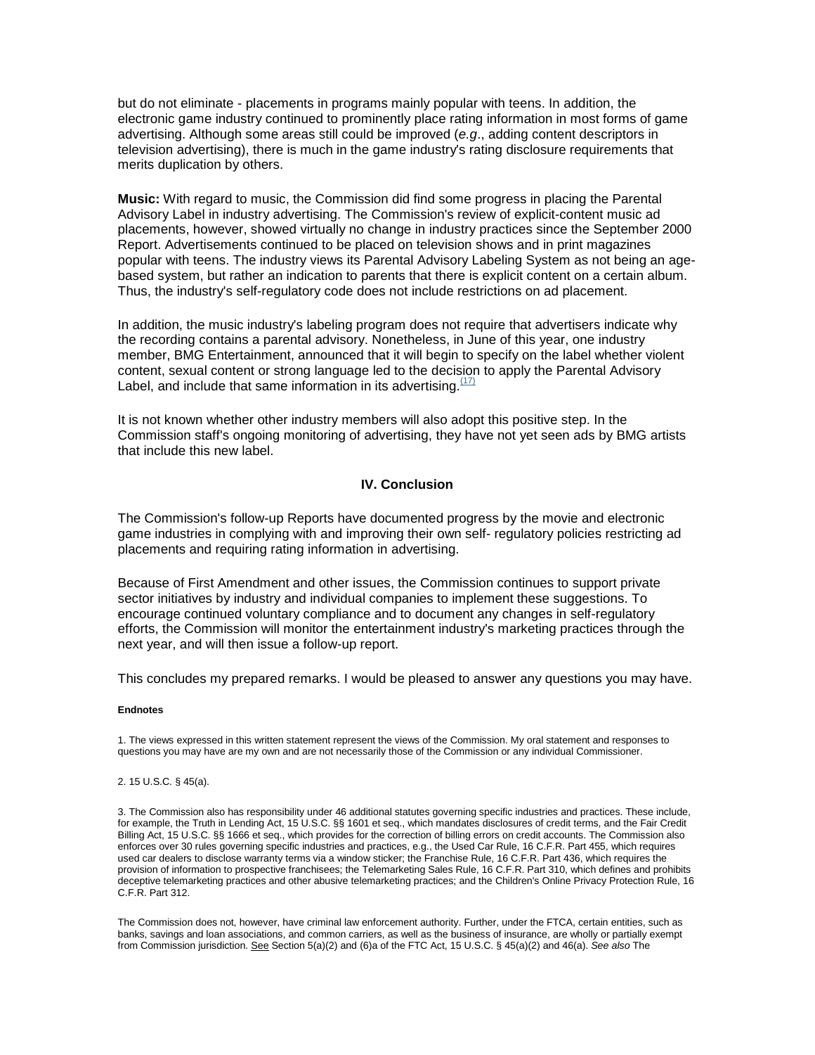but do not eliminate - placements in programs mainly popular with teens. In addition, the electronic game industry continued to prominently place rating information in most forms of game advertising. Although some areas still could be improved (*e.g*., adding content descriptors in television advertising), there is much in the game industry's rating disclosure requirements that merits duplication by others.

**Music:** With regard to music, the Commission did find some progress in placing the Parental Advisory Label in industry advertising. The Commission's review of explicit-content music ad placements, however, showed virtually no change in industry practices since the September 2000 Report. Advertisements continued to be placed on television shows and in print magazines popular with teens. The industry views its Parental Advisory Labeling System as not being an age-based system, but rather an indication to parents that there is explicit content on a certain album. Thus, the industry's self-regulatory code does not include restrictions on ad placement.

In addition, the music industry's labeling program does not require that advertisers indicate why the recording contains a parental advisory. Nonetheless, in June of this year, one industry member, BMG Entertainment, announced that it will begin to specify on the label whether violent content, sexual content or strong language led to the decision to apply the Parental Advisory Label, and include that same information in its advertising.[(17)]

It is not known whether other industry members will also adopt this positive step. In the Commission staff's ongoing monitoring of advertising, they have not yet seen ads by BMG artists that include this new label.

## IV. Conclusion

The Commission's follow-up Reports have documented progress by the movie and electronic game industries in complying with and improving their own self- regulatory policies restricting ad placements and requiring rating information in advertising.

Because of First Amendment and other issues, the Commission continues to support private sector initiatives by industry and individual companies to implement these suggestions. To encourage continued voluntary compliance and to document any changes in self-regulatory efforts, the Commission will monitor the entertainment industry's marketing practices through the next year, and will then issue a follow-up report.

This concludes my prepared remarks. I would be pleased to answer any questions you may have.

#### Endnotes

1. The views expressed in this written statement represent the views of the Commission. My oral statement and responses to questions you may have are my own and are not necessarily those of the Commission or any individual Commissioner.

2. 15 U.S.C. § 45(a).

3. The Commission also has responsibility under 46 additional statutes governing specific industries and practices. These include, for example, the Truth in Lending Act, 15 U.S.C. §§ 1601 et seq., which mandates disclosures of credit terms, and the Fair Credit Billing Act, 15 U.S.C. §§ 1666 et seq., which provides for the correction of billing errors on credit accounts. The Commission also enforces over 30 rules governing specific industries and practices, e.g., the Used Car Rule, 16 C.F.R. Part 455, which requires used car dealers to disclose warranty terms via a window sticker; the Franchise Rule, 16 C.F.R. Part 436, which requires the provision of information to prospective franchisees; the Telemarketing Sales Rule, 16 C.F.R. Part 310, which defines and prohibits deceptive telemarketing practices and other abusive telemarketing practices; and the Children's Online Privacy Protection Rule, 16 C.F.R. Part 312.

The Commission does not, however, have criminal law enforcement authority. Further, under the FTCA, certain entities, such as banks, savings and loan associations, and common carriers, as well as the business of insurance, are wholly or partially exempt from Commission jurisdiction. See Section 5(a)(2) and (6)a of the FTC Act, 15 U.S.C. § 45(a)(2) and 46(a). *See also* The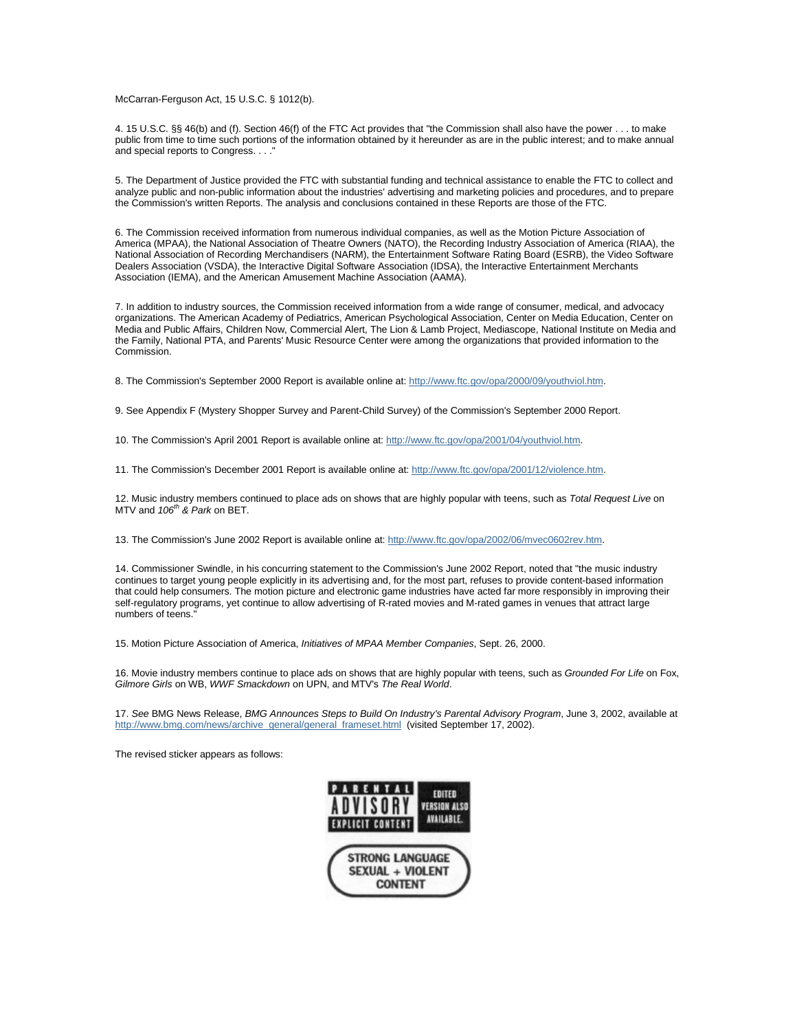McCarran-Ferguson Act, 15 U.S.C. § 1012(b).

4. 15 U.S.C. §§ 46(b) and (f). Section 46(f) of the FTC Act provides that "the Commission shall also have the power . . . to make public from time to time such portions of the information obtained by it hereunder as are in the public interest; and to make annual and special reports to Congress. . . ."

5. The Department of Justice provided the FTC with substantial funding and technical assistance to enable the FTC to collect and analyze public and non-public information about the industries' advertising and marketing policies and procedures, and to prepare the Commission's written Reports. The analysis and conclusions contained in these Reports are those of the FTC.

6. The Commission received information from numerous individual companies, as well as the Motion Picture Association of America (MPAA), the National Association of Theatre Owners (NATO), the Recording Industry Association of America (RIAA), the National Association of Recording Merchandisers (NARM), the Entertainment Software Rating Board (ESRB), the Video Software Dealers Association (VSDA), the Interactive Digital Software Association (IDSA), the Interactive Entertainment Merchants Association (IEMA), and the American Amusement Machine Association (AAMA).

7. In addition to industry sources, the Commission received information from a wide range of consumer, medical, and advocacy organizations. The American Academy of Pediatrics, American Psychological Association, Center on Media Education, Center on Media and Public Affairs, Children Now, Commercial Alert, The Lion & Lamb Project, Mediascope, National Institute on Media and the Family, National PTA, and Parents' Music Resource Center were among the organizations that provided information to the Commission.

8. The Commission's September 2000 Report is available online at: http://www.ftc.gov/opa/2000/09/youthviol.htm.

9. See Appendix F (Mystery Shopper Survey and Parent-Child Survey) of the Commission's September 2000 Report.

10. The Commission's April 2001 Report is available online at: http://www.ftc.gov/opa/2001/04/youthviol.htm.

11. The Commission's December 2001 Report is available online at: http://www.ftc.gov/opa/2001/12/violence.htm.

12. Music industry members continued to place ads on shows that are highly popular with teens, such as *Total Request Live* on MTV and *106th & Park* on BET.

13. The Commission's June 2002 Report is available online at: http://www.ftc.gov/opa/2002/06/mvec0602rev.htm.

14. Commissioner Swindle, in his concurring statement to the Commission's June 2002 Report, noted that "the music industry continues to target young people explicitly in its advertising and, for the most part, refuses to provide content-based information that could help consumers. The motion picture and electronic game industries have acted far more responsibly in improving their self-regulatory programs, yet continue to allow advertising of R-rated movies and M-rated games in venues that attract large numbers of teens."

15. Motion Picture Association of America, *Initiatives of MPAA Member Companies*, Sept. 26, 2000.

16. Movie industry members continue to place ads on shows that are highly popular with teens, such as *Grounded For Life* on Fox, *Gilmore Girls* on WB, *WWF Smackdown* on UPN, and MTV's *The Real World*.

17. *See* BMG News Release, *BMG Announces Steps to Build On Industry's Parental Advisory Program*, June 3, 2002, available at http://www.bmg.com/news/archive_general/general_frameset.html (visited September 17, 2002).

The revised sticker appears as follows:

PARENTAL ADVISORY EXPLICIT CONTENT

EDITED VERSION ALSO AVAILABLE.

STRONG LANGUAGE SEXUAL + VIOLENT CONTENT